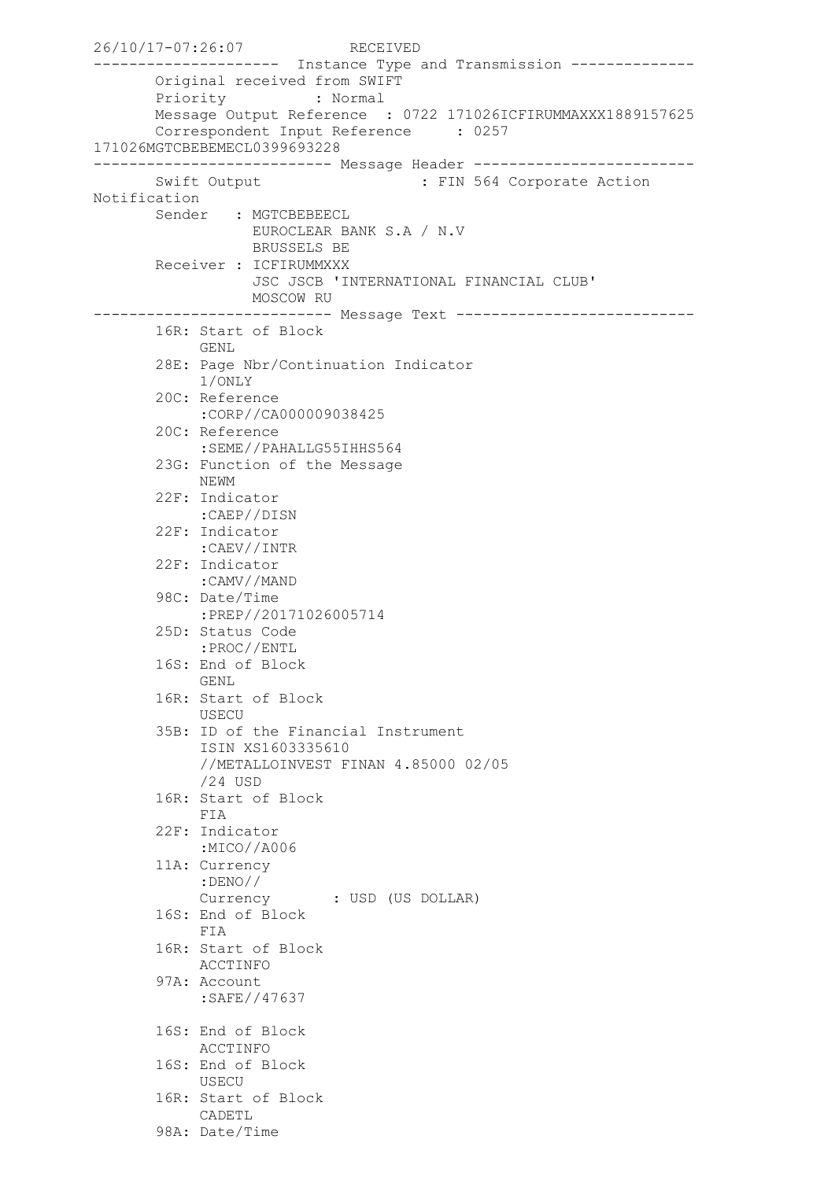```
26/10/17-07:26:07            RECEIVED
---------------------  Instance Type and Transmission --------------
       Original received from SWIFT
       Priority          : Normal
       Message Output Reference  : 0722 171026ICFIRUMMAXXX1889157625
       Correspondent Input Reference     : 0257
171026MGTCBEBEMECL0399693228
--------------------------- Message Header -------------------------
       Swift Output                  : FIN 564 Corporate Action
Notification
       Sender   : MGTCBEBEECL
                  EUROCLEAR BANK S.A / N.V
                  BRUSSELS BE
       Receiver : ICFIRUMMXXX
                  JSC JSCB 'INTERNATIONAL FINANCIAL CLUB'
                  MOSCOW RU
--------------------------- Message Text ---------------------------
       16R: Start of Block
            GENL
       28E: Page Nbr/Continuation Indicator
            1/ONLY
       20C: Reference
            :CORP//CA000009038425
       20C: Reference
            :SEME//PAHALLG55IHHS564
       23G: Function of the Message
            NEWM
       22F: Indicator
            :CAEP//DISN
       22F: Indicator
            :CAEV//INTR
       22F: Indicator
            :CAMV//MAND
       98C: Date/Time
            :PREP//20171026005714
       25D: Status Code
            :PROC//ENTL
       16S: End of Block
            GENL
       16R: Start of Block
            USECU
       35B: ID of the Financial Instrument
            ISIN XS1603335610
            //METALLOINVEST FINAN 4.85000 02/05
            /24 USD
       16R: Start of Block
            FIA
       22F: Indicator
            :MICO//A006
       11A: Currency
            :DENO//
            Currency       : USD (US DOLLAR)
       16S: End of Block
            FIA
       16R: Start of Block
            ACCTINFO
       97A: Account
            :SAFE//47637

       16S: End of Block
            ACCTINFO
       16S: End of Block
            USECU
       16R: Start of Block
            CADETL
       98A: Date/Time
```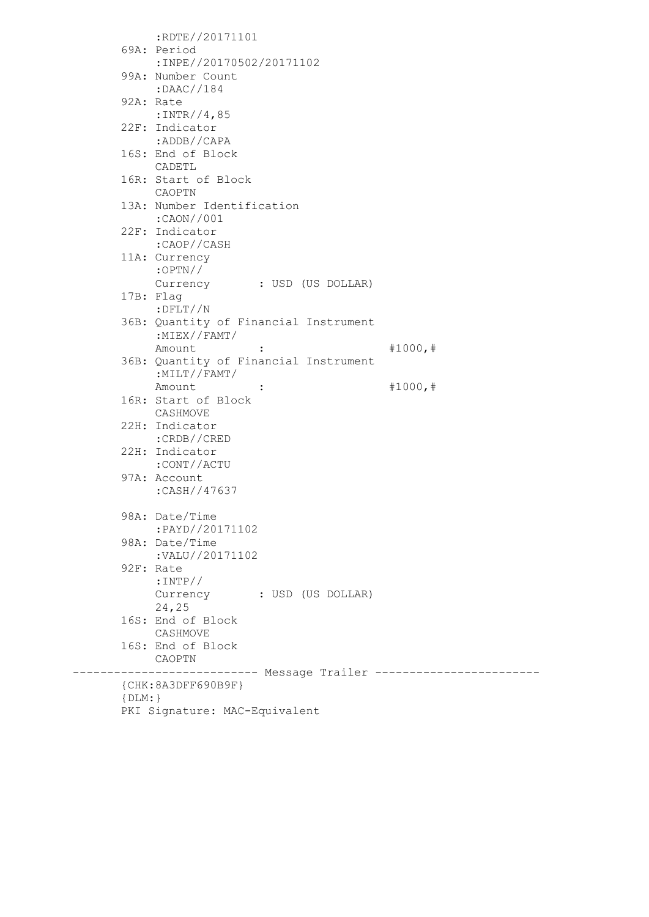```
            :RDTE//20171101
        69A: Period
            :INPE//20170502/20171102
        99A: Number Count
            :DAAC//184
        92A: Rate
            :INTR//4,85
        22F: Indicator
            :ADDB//CAPA
        16S: End of Block
            CADETL
        16R: Start of Block
            CAOPTN
        13A: Number Identification
            :CAON//001
        22F: Indicator
            :CAOP//CASH
        11A: Currency
            :OPTN//
            Currency       : USD (US DOLLAR)
        17B: Flag
            :DFLT//N
        36B: Quantity of Financial Instrument
            :MIEX//FAMT/
            Amount         :                    #1000,#
        36B: Quantity of Financial Instrument
            :MILT//FAMT/
            Amount         :                    #1000,#
        16R: Start of Block
            CASHMOVE
        22H: Indicator
            :CRDB//CRED
        22H: Indicator
            :CONT//ACTU
        97A: Account
            :CASH//47637

        98A: Date/Time
            :PAYD//20171102
        98A: Date/Time
            :VALU//20171102
        92F: Rate
            :INTP//
            Currency       : USD (US DOLLAR)
            24,25
        16S: End of Block
            CASHMOVE
        16S: End of Block
            CAOPTN
--------------------------- Message Trailer ------------------------
        {CHK:8A3DFF690B9F}
        {DLM:}
        PKI Signature: MAC-Equivalent
```